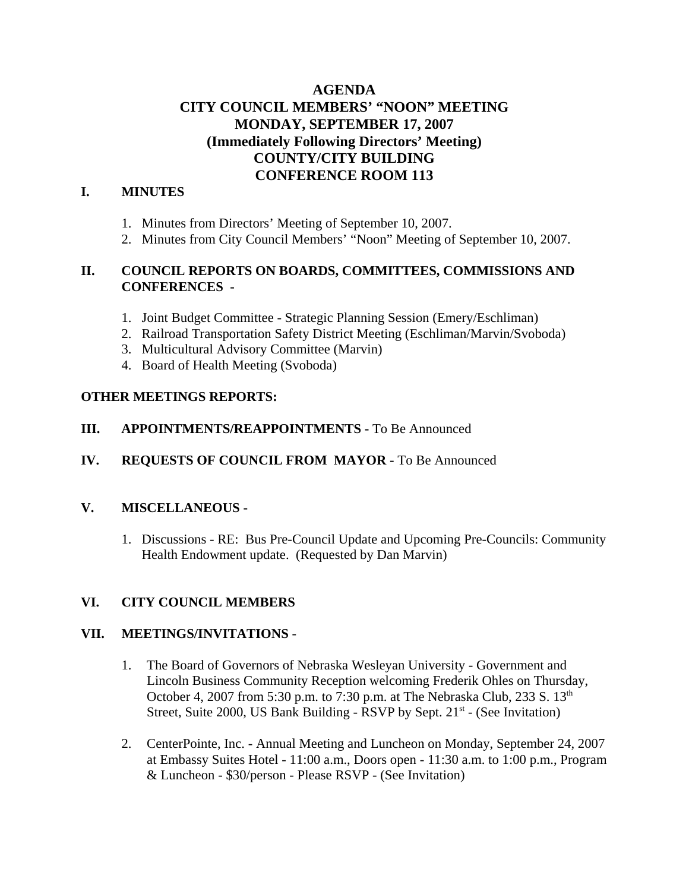# AGENDA
# CITY COUNCIL MEMBERS' "NOON" MEETING
# MONDAY, SEPTEMBER 17, 2007
# (Immediately Following Directors' Meeting)
# COUNTY/CITY BUILDING
# CONFERENCE ROOM 113

## I. MINUTES

1. Minutes from Directors' Meeting of September 10, 2007.
2. Minutes from City Council Members' "Noon" Meeting of September 10, 2007.

## II. COUNCIL REPORTS ON BOARDS, COMMITTEES, COMMISSIONS AND CONFERENCES -

1. Joint Budget Committee - Strategic Planning Session (Emery/Eschliman)
2. Railroad Transportation Safety District Meeting (Eschliman/Marvin/Svoboda)
3. Multicultural Advisory Committee (Marvin)
4. Board of Health Meeting (Svoboda)

**OTHER MEETINGS REPORTS:**

## III. APPOINTMENTS/REAPPOINTMENTS - To Be Announced

## IV. REQUESTS OF COUNCIL FROM MAYOR - To Be Announced

## V. MISCELLANEOUS -

1. Discussions - RE: Bus Pre-Council Update and Upcoming Pre-Councils: Community Health Endowment update. (Requested by Dan Marvin)

## VI. CITY COUNCIL MEMBERS

## VII. MEETINGS/INVITATIONS -

1. The Board of Governors of Nebraska Wesleyan University - Government and Lincoln Business Community Reception welcoming Frederik Ohles on Thursday, October 4, 2007 from 5:30 p.m. to 7:30 p.m. at The Nebraska Club, 233 S. 13th Street, Suite 2000, US Bank Building - RSVP by Sept. 21st - (See Invitation)

2. CenterPointe, Inc. - Annual Meeting and Luncheon on Monday, September 24, 2007 at Embassy Suites Hotel - 11:00 a.m., Doors open - 11:30 a.m. to 1:00 p.m., Program & Luncheon - $30/person - Please RSVP - (See Invitation)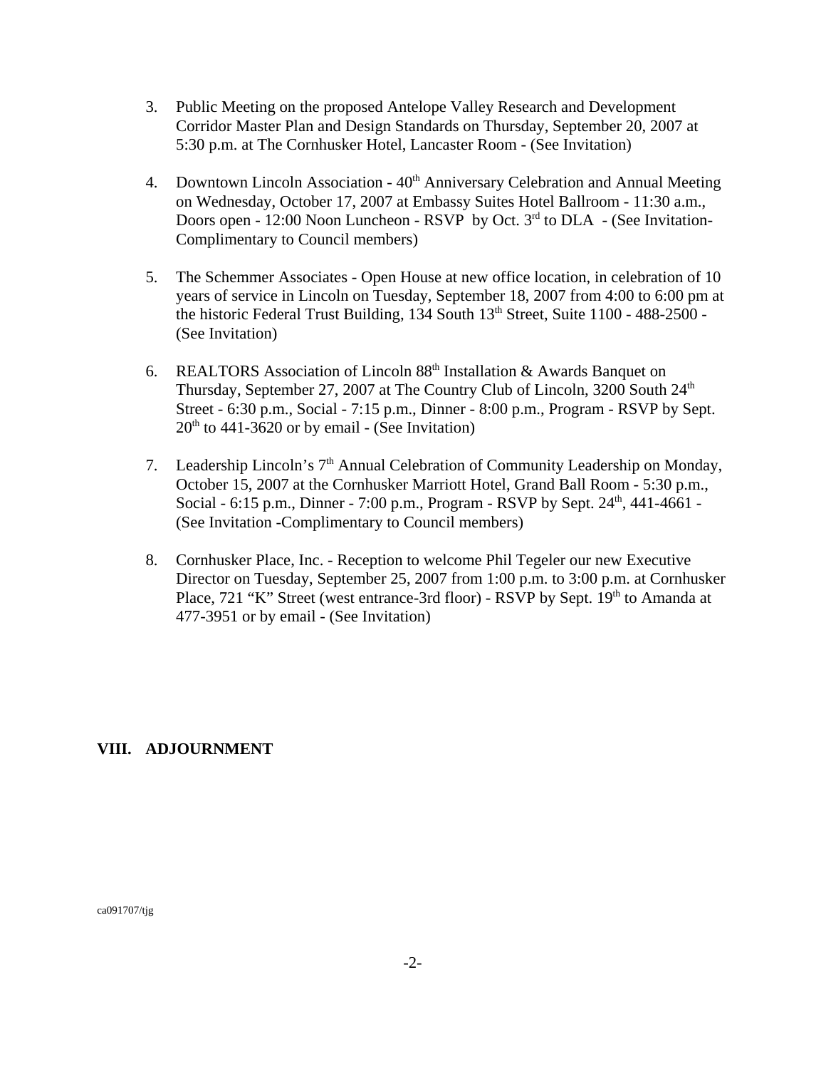3. Public Meeting on the proposed Antelope Valley Research and Development Corridor Master Plan and Design Standards on Thursday, September 20, 2007 at 5:30 p.m. at The Cornhusker Hotel, Lancaster Room - (See Invitation)

4. Downtown Lincoln Association - 40th Anniversary Celebration and Annual Meeting on Wednesday, October 17, 2007 at Embassy Suites Hotel Ballroom - 11:30 a.m., Doors open - 12:00 Noon Luncheon - RSVP by Oct. 3rd to DLA - (See Invitation-Complimentary to Council members)

5. The Schemmer Associates - Open House at new office location, in celebration of 10 years of service in Lincoln on Tuesday, September 18, 2007 from 4:00 to 6:00 pm at the historic Federal Trust Building, 134 South 13th Street, Suite 1100 - 488-2500 - (See Invitation)

6. REALTORS Association of Lincoln 88th Installation & Awards Banquet on Thursday, September 27, 2007 at The Country Club of Lincoln, 3200 South 24th Street - 6:30 p.m., Social - 7:15 p.m., Dinner - 8:00 p.m., Program - RSVP by Sept. 20th to 441-3620 or by email - (See Invitation)

7. Leadership Lincoln's 7th Annual Celebration of Community Leadership on Monday, October 15, 2007 at the Cornhusker Marriott Hotel, Grand Ball Room - 5:30 p.m., Social - 6:15 p.m., Dinner - 7:00 p.m., Program - RSVP by Sept. 24th, 441-4661 - (See Invitation -Complimentary to Council members)

8. Cornhusker Place, Inc. - Reception to welcome Phil Tegeler our new Executive Director on Tuesday, September 25, 2007 from 1:00 p.m. to 3:00 p.m. at Cornhusker Place, 721 "K" Street (west entrance-3rd floor) - RSVP by Sept. 19th to Amanda at 477-3951 or by email - (See Invitation)

## VIII. ADJOURNMENT

ca091707/tjg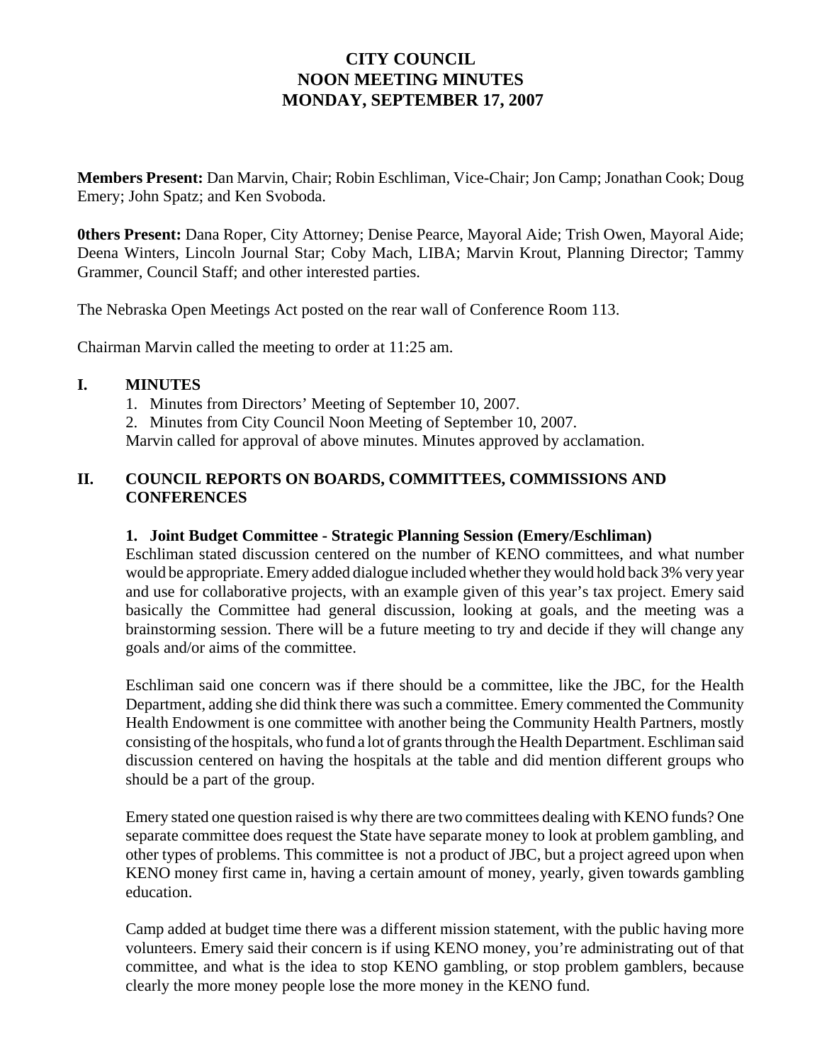# CITY COUNCIL
# NOON MEETING MINUTES
# MONDAY, SEPTEMBER 17, 2007

**Members Present:** Dan Marvin, Chair; Robin Eschliman, Vice-Chair; Jon Camp; Jonathan Cook; Doug Emery; John Spatz; and Ken Svoboda.

**0thers Present:** Dana Roper, City Attorney; Denise Pearce, Mayoral Aide; Trish Owen, Mayoral Aide; Deena Winters, Lincoln Journal Star; Coby Mach, LIBA; Marvin Krout, Planning Director; Tammy Grammer, Council Staff; and other interested parties.

The Nebraska Open Meetings Act posted on the rear wall of Conference Room 113.

Chairman Marvin called the meeting to order at 11:25 am.

## I. MINUTES

1. Minutes from Directors' Meeting of September 10, 2007.
2. Minutes from City Council Noon Meeting of September 10, 2007.

Marvin called for approval of above minutes. Minutes approved by acclamation.

## II. COUNCIL REPORTS ON BOARDS, COMMITTEES, COMMISSIONS AND CONFERENCES

**1. Joint Budget Committee - Strategic Planning Session (Emery/Eschliman)**

Eschliman stated discussion centered on the number of KENO committees, and what number would be appropriate. Emery added dialogue included whether they would hold back 3% very year and use for collaborative projects, with an example given of this year's tax project. Emery said basically the Committee had general discussion, looking at goals, and the meeting was a brainstorming session. There will be a future meeting to try and decide if they will change any goals and/or aims of the committee.

Eschliman said one concern was if there should be a committee, like the JBC, for the Health Department, adding she did think there was such a committee. Emery commented the Community Health Endowment is one committee with another being the Community Health Partners, mostly consisting of the hospitals, who fund a lot of grants through the Health Department. Eschliman said discussion centered on having the hospitals at the table and did mention different groups who should be a part of the group.

Emery stated one question raised is why there are two committees dealing with KENO funds? One separate committee does request the State have separate money to look at problem gambling, and other types of problems. This committee is not a product of JBC, but a project agreed upon when KENO money first came in, having a certain amount of money, yearly, given towards gambling education.

Camp added at budget time there was a different mission statement, with the public having more volunteers. Emery said their concern is if using KENO money, you're administrating out of that committee, and what is the idea to stop KENO gambling, or stop problem gamblers, because clearly the more money people lose the more money in the KENO fund.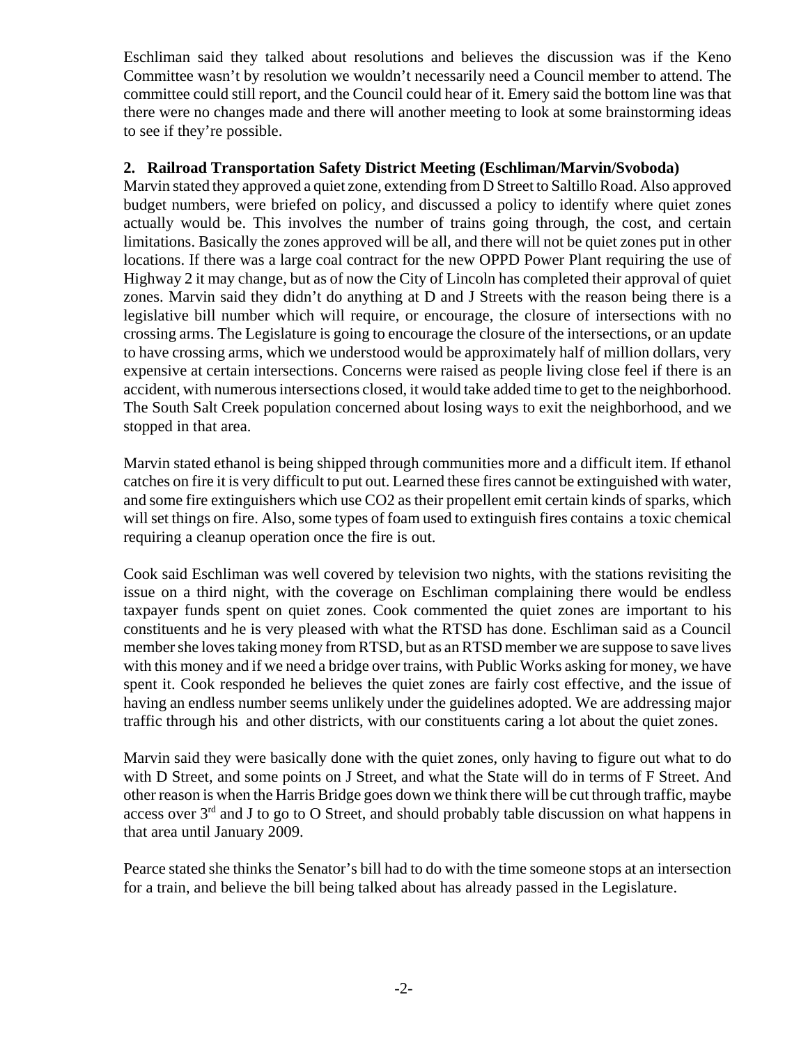Eschliman said they talked about resolutions and believes the discussion was if the Keno Committee wasn't by resolution we wouldn't necessarily need a Council member to attend. The committee could still report, and the Council could hear of it. Emery said the bottom line was that there were no changes made and there will another meeting to look at some brainstorming ideas to see if they're possible.

**2. Railroad Transportation Safety District Meeting (Eschliman/Marvin/Svoboda)**

Marvin stated they approved a quiet zone, extending from D Street to Saltillo Road. Also approved budget numbers, were briefed on policy, and discussed a policy to identify where quiet zones actually would be. This involves the number of trains going through, the cost, and certain limitations. Basically the zones approved will be all, and there will not be quiet zones put in other locations. If there was a large coal contract for the new OPPD Power Plant requiring the use of Highway 2 it may change, but as of now the City of Lincoln has completed their approval of quiet zones. Marvin said they didn't do anything at D and J Streets with the reason being there is a legislative bill number which will require, or encourage, the closure of intersections with no crossing arms. The Legislature is going to encourage the closure of the intersections, or an update to have crossing arms, which we understood would be approximately half of million dollars, very expensive at certain intersections. Concerns were raised as people living close feel if there is an accident, with numerous intersections closed, it would take added time to get to the neighborhood. The South Salt Creek population concerned about losing ways to exit the neighborhood, and we stopped in that area.

Marvin stated ethanol is being shipped through communities more and a difficult item. If ethanol catches on fire it is very difficult to put out. Learned these fires cannot be extinguished with water, and some fire extinguishers which use $CO_2$ as their propellent emit certain kinds of sparks, which will set things on fire. Also, some types of foam used to extinguish fires contains a toxic chemical requiring a cleanup operation once the fire is out.

Cook said Eschliman was well covered by television two nights, with the stations revisiting the issue on a third night, with the coverage on Eschliman complaining there would be endless taxpayer funds spent on quiet zones. Cook commented the quiet zones are important to his constituents and he is very pleased with what the RTSD has done. Eschliman said as a Council member she loves taking money from RTSD, but as an RTSD member we are suppose to save lives with this money and if we need a bridge over trains, with Public Works asking for money, we have spent it. Cook responded he believes the quiet zones are fairly cost effective, and the issue of having an endless number seems unlikely under the guidelines adopted. We are addressing major traffic through his and other districts, with our constituents caring a lot about the quiet zones.

Marvin said they were basically done with the quiet zones, only having to figure out what to do with D Street, and some points on J Street, and what the State will do in terms of F Street. And other reason is when the Harris Bridge goes down we think there will be cut through traffic, maybe access over 3rd and J to go to O Street, and should probably table discussion on what happens in that area until January 2009.

Pearce stated she thinks the Senator's bill had to do with the time someone stops at an intersection for a train, and believe the bill being talked about has already passed in the Legislature.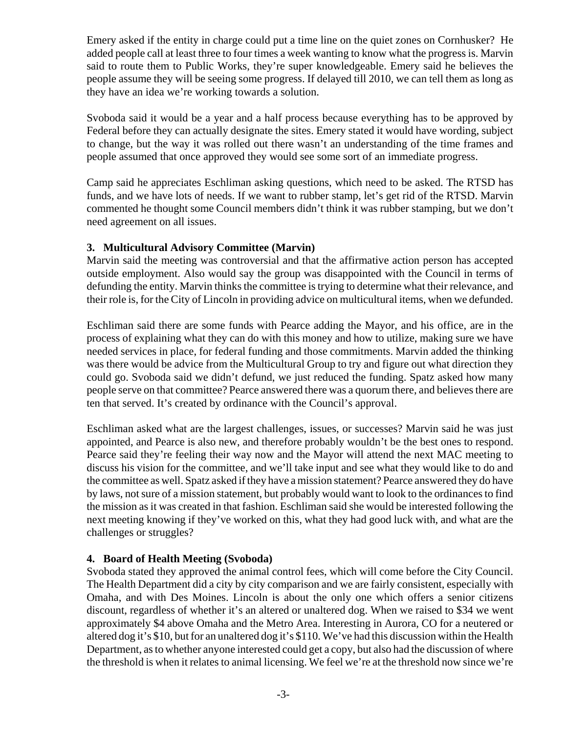Emery asked if the entity in charge could put a time line on the quiet zones on Cornhusker? He added people call at least three to four times a week wanting to know what the progress is. Marvin said to route them to Public Works, they're super knowledgeable. Emery said he believes the people assume they will be seeing some progress. If delayed till 2010, we can tell them as long as they have an idea we're working towards a solution.

Svoboda said it would be a year and a half process because everything has to be approved by Federal before they can actually designate the sites. Emery stated it would have wording, subject to change, but the way it was rolled out there wasn't an understanding of the time frames and people assumed that once approved they would see some sort of an immediate progress.

Camp said he appreciates Eschliman asking questions, which need to be asked. The RTSD has funds, and we have lots of needs. If we want to rubber stamp, let's get rid of the RTSD. Marvin commented he thought some Council members didn't think it was rubber stamping, but we don't need agreement on all issues.

**3. Multicultural Advisory Committee (Marvin)**

Marvin said the meeting was controversial and that the affirmative action person has accepted outside employment. Also would say the group was disappointed with the Council in terms of defunding the entity. Marvin thinks the committee is trying to determine what their relevance, and their role is, for the City of Lincoln in providing advice on multicultural items, when we defunded.

Eschliman said there are some funds with Pearce adding the Mayor, and his office, are in the process of explaining what they can do with this money and how to utilize, making sure we have needed services in place, for federal funding and those commitments. Marvin added the thinking was there would be advice from the Multicultural Group to try and figure out what direction they could go. Svoboda said we didn't defund, we just reduced the funding. Spatz asked how many people serve on that committee? Pearce answered there was a quorum there, and believes there are ten that served. It's created by ordinance with the Council's approval.

Eschliman asked what are the largest challenges, issues, or successes? Marvin said he was just appointed, and Pearce is also new, and therefore probably wouldn't be the best ones to respond. Pearce said they're feeling their way now and the Mayor will attend the next MAC meeting to discuss his vision for the committee, and we'll take input and see what they would like to do and the committee as well. Spatz asked if they have a mission statement? Pearce answered they do have by laws, not sure of a mission statement, but probably would want to look to the ordinances to find the mission as it was created in that fashion. Eschliman said she would be interested following the next meeting knowing if they've worked on this, what they had good luck with, and what are the challenges or struggles?

**4. Board of Health Meeting (Svoboda)**

Svoboda stated they approved the animal control fees, which will come before the City Council. The Health Department did a city by city comparison and we are fairly consistent, especially with Omaha, and with Des Moines. Lincoln is about the only one which offers a senior citizens discount, regardless of whether it's an altered or unaltered dog. When we raised to $34 we went approximately $4 above Omaha and the Metro Area. Interesting in Aurora, CO for a neutered or altered dog it's $10, but for an unaltered dog it's $110. We've had this discussion within the Health Department, as to whether anyone interested could get a copy, but also had the discussion of where the threshold is when it relates to animal licensing. We feel we're at the threshold now since we're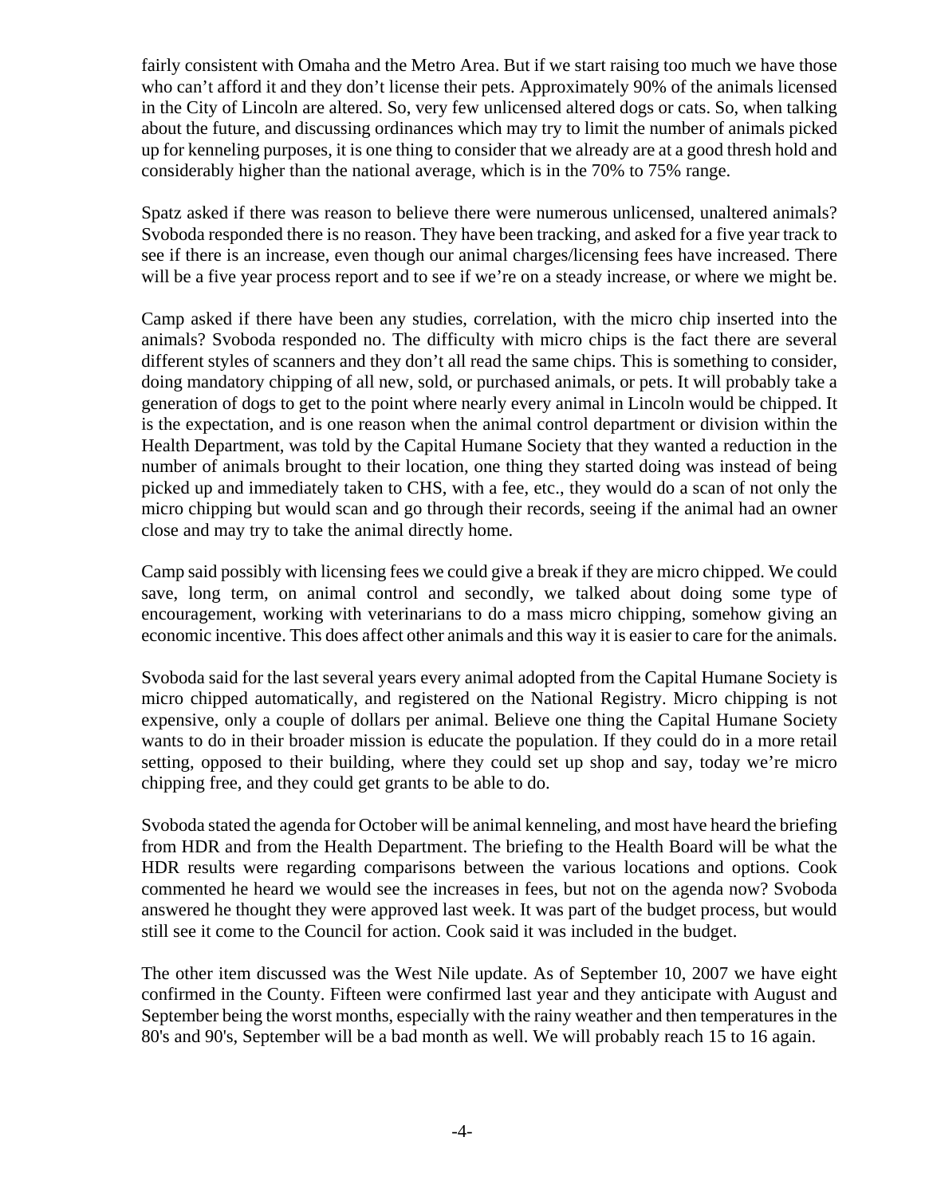fairly consistent with Omaha and the Metro Area. But if we start raising too much we have those who can't afford it and they don't license their pets. Approximately 90% of the animals licensed in the City of Lincoln are altered. So, very few unlicensed altered dogs or cats. So, when talking about the future, and discussing ordinances which may try to limit the number of animals picked up for kenneling purposes, it is one thing to consider that we already are at a good thresh hold and considerably higher than the national average, which is in the 70% to 75% range.

Spatz asked if there was reason to believe there were numerous unlicensed, unaltered animals? Svoboda responded there is no reason. They have been tracking, and asked for a five year track to see if there is an increase, even though our animal charges/licensing fees have increased. There will be a five year process report and to see if we're on a steady increase, or where we might be.

Camp asked if there have been any studies, correlation, with the micro chip inserted into the animals? Svoboda responded no. The difficulty with micro chips is the fact there are several different styles of scanners and they don't all read the same chips. This is something to consider, doing mandatory chipping of all new, sold, or purchased animals, or pets. It will probably take a generation of dogs to get to the point where nearly every animal in Lincoln would be chipped. It is the expectation, and is one reason when the animal control department or division within the Health Department, was told by the Capital Humane Society that they wanted a reduction in the number of animals brought to their location, one thing they started doing was instead of being picked up and immediately taken to CHS, with a fee, etc., they would do a scan of not only the micro chipping but would scan and go through their records, seeing if the animal had an owner close and may try to take the animal directly home.

Camp said possibly with licensing fees we could give a break if they are micro chipped. We could save, long term, on animal control and secondly, we talked about doing some type of encouragement, working with veterinarians to do a mass micro chipping, somehow giving an economic incentive. This does affect other animals and this way it is easier to care for the animals.

Svoboda said for the last several years every animal adopted from the Capital Humane Society is micro chipped automatically, and registered on the National Registry. Micro chipping is not expensive, only a couple of dollars per animal. Believe one thing the Capital Humane Society wants to do in their broader mission is educate the population. If they could do in a more retail setting, opposed to their building, where they could set up shop and say, today we're micro chipping free, and they could get grants to be able to do.

Svoboda stated the agenda for October will be animal kenneling, and most have heard the briefing from HDR and from the Health Department. The briefing to the Health Board will be what the HDR results were regarding comparisons between the various locations and options. Cook commented he heard we would see the increases in fees, but not on the agenda now? Svoboda answered he thought they were approved last week. It was part of the budget process, but would still see it come to the Council for action. Cook said it was included in the budget.

The other item discussed was the West Nile update. As of September 10, 2007 we have eight confirmed in the County. Fifteen were confirmed last year and they anticipate with August and September being the worst months, especially with the rainy weather and then temperatures in the 80's and 90's, September will be a bad month as well. We will probably reach 15 to 16 again.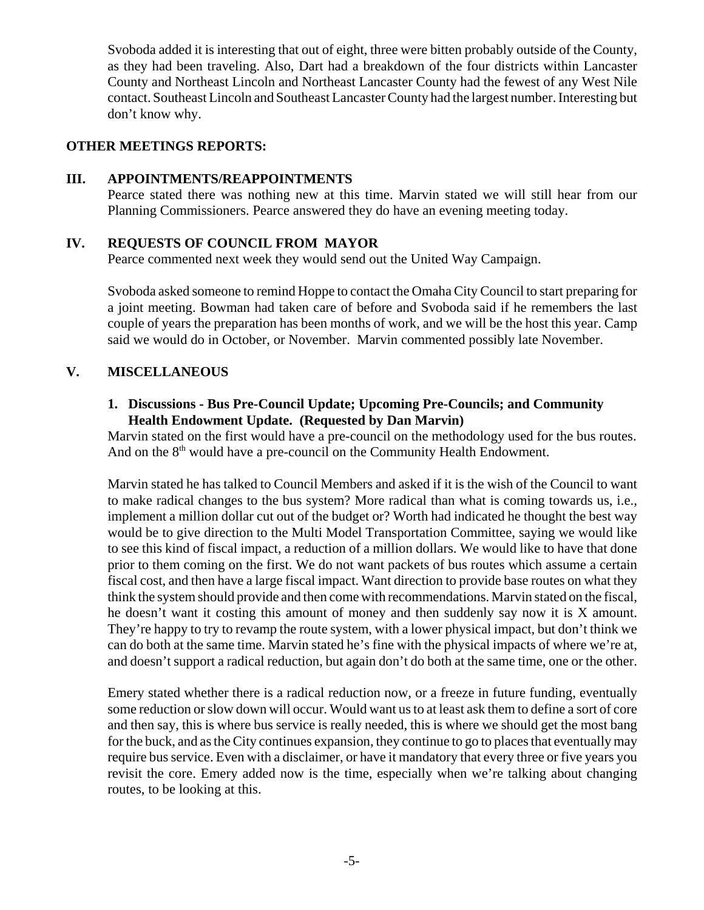Svoboda added it is interesting that out of eight, three were bitten probably outside of the County, as they had been traveling. Also, Dart had a breakdown of the four districts within Lancaster County and Northeast Lincoln and Northeast Lancaster County had the fewest of any West Nile contact. Southeast Lincoln and Southeast Lancaster County had the largest number. Interesting but don't know why.

**OTHER MEETINGS REPORTS:**

## III. APPOINTMENTS/REAPPOINTMENTS

Pearce stated there was nothing new at this time. Marvin stated we will still hear from our Planning Commissioners. Pearce answered they do have an evening meeting today.

## IV. REQUESTS OF COUNCIL FROM MAYOR

Pearce commented next week they would send out the United Way Campaign.

Svoboda asked someone to remind Hoppe to contact the Omaha City Council to start preparing for a joint meeting. Bowman had taken care of before and Svoboda said if he remembers the last couple of years the preparation has been months of work, and we will be the host this year. Camp said we would do in October, or November. Marvin commented possibly late November.

## V. MISCELLANEOUS

**1. Discussions - Bus Pre-Council Update; Upcoming Pre-Councils; and Community Health Endowment Update. (Requested by Dan Marvin)**

Marvin stated on the first would have a pre-council on the methodology used for the bus routes. And on the 8th would have a pre-council on the Community Health Endowment.

Marvin stated he has talked to Council Members and asked if it is the wish of the Council to want to make radical changes to the bus system? More radical than what is coming towards us, i.e., implement a million dollar cut out of the budget or? Worth had indicated he thought the best way would be to give direction to the Multi Model Transportation Committee, saying we would like to see this kind of fiscal impact, a reduction of a million dollars. We would like to have that done prior to them coming on the first. We do not want packets of bus routes which assume a certain fiscal cost, and then have a large fiscal impact. Want direction to provide base routes on what they think the system should provide and then come with recommendations. Marvin stated on the fiscal, he doesn't want it costing this amount of money and then suddenly say now it is X amount. They're happy to try to revamp the route system, with a lower physical impact, but don't think we can do both at the same time. Marvin stated he's fine with the physical impacts of where we're at, and doesn't support a radical reduction, but again don't do both at the same time, one or the other.

Emery stated whether there is a radical reduction now, or a freeze in future funding, eventually some reduction or slow down will occur. Would want us to at least ask them to define a sort of core and then say, this is where bus service is really needed, this is where we should get the most bang for the buck, and as the City continues expansion, they continue to go to places that eventually may require bus service. Even with a disclaimer, or have it mandatory that every three or five years you revisit the core. Emery added now is the time, especially when we're talking about changing routes, to be looking at this.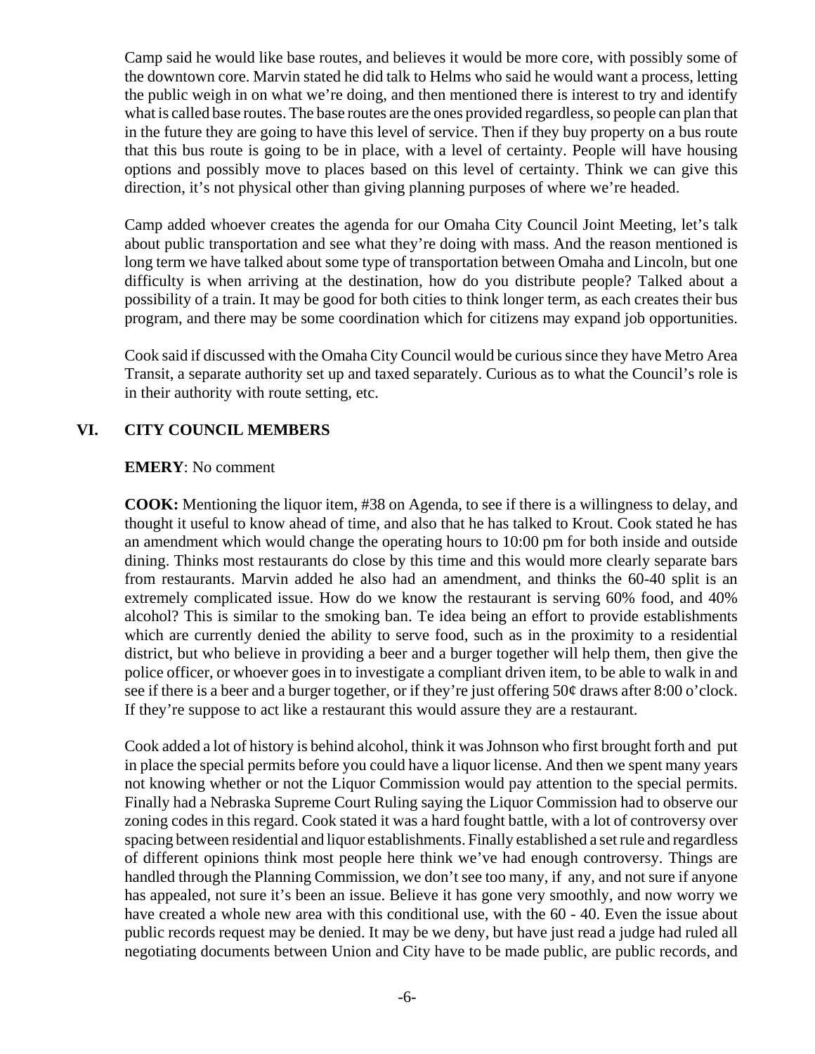Camp said he would like base routes, and believes it would be more core, with possibly some of the downtown core. Marvin stated he did talk to Helms who said he would want a process, letting the public weigh in on what we're doing, and then mentioned there is interest to try and identify what is called base routes. The base routes are the ones provided regardless, so people can plan that in the future they are going to have this level of service. Then if they buy property on a bus route that this bus route is going to be in place, with a level of certainty. People will have housing options and possibly move to places based on this level of certainty. Think we can give this direction, it's not physical other than giving planning purposes of where we're headed.

Camp added whoever creates the agenda for our Omaha City Council Joint Meeting, let's talk about public transportation and see what they're doing with mass. And the reason mentioned is long term we have talked about some type of transportation between Omaha and Lincoln, but one difficulty is when arriving at the destination, how do you distribute people? Talked about a possibility of a train. It may be good for both cities to think longer term, as each creates their bus program, and there may be some coordination which for citizens may expand job opportunities.

Cook said if discussed with the Omaha City Council would be curious since they have Metro Area Transit, a separate authority set up and taxed separately. Curious as to what the Council's role is in their authority with route setting, etc.

## VI. CITY COUNCIL MEMBERS

**EMERY**: No comment

**COOK:** Mentioning the liquor item, #38 on Agenda, to see if there is a willingness to delay, and thought it useful to know ahead of time, and also that he has talked to Krout. Cook stated he has an amendment which would change the operating hours to 10:00 pm for both inside and outside dining. Thinks most restaurants do close by this time and this would more clearly separate bars from restaurants. Marvin added he also had an amendment, and thinks the 60-40 split is an extremely complicated issue. How do we know the restaurant is serving 60% food, and 40% alcohol? This is similar to the smoking ban. Te idea being an effort to provide establishments which are currently denied the ability to serve food, such as in the proximity to a residential district, but who believe in providing a beer and a burger together will help them, then give the police officer, or whoever goes in to investigate a compliant driven item, to be able to walk in and see if there is a beer and a burger together, or if they're just offering 50¢ draws after 8:00 o'clock. If they're suppose to act like a restaurant this would assure they are a restaurant.

Cook added a lot of history is behind alcohol, think it was Johnson who first brought forth and put in place the special permits before you could have a liquor license. And then we spent many years not knowing whether or not the Liquor Commission would pay attention to the special permits. Finally had a Nebraska Supreme Court Ruling saying the Liquor Commission had to observe our zoning codes in this regard. Cook stated it was a hard fought battle, with a lot of controversy over spacing between residential and liquor establishments. Finally established a set rule and regardless of different opinions think most people here think we've had enough controversy. Things are handled through the Planning Commission, we don't see too many, if any, and not sure if anyone has appealed, not sure it's been an issue. Believe it has gone very smoothly, and now worry we have created a whole new area with this conditional use, with the 60 - 40. Even the issue about public records request may be denied. It may be we deny, but have just read a judge had ruled all negotiating documents between Union and City have to be made public, are public records, and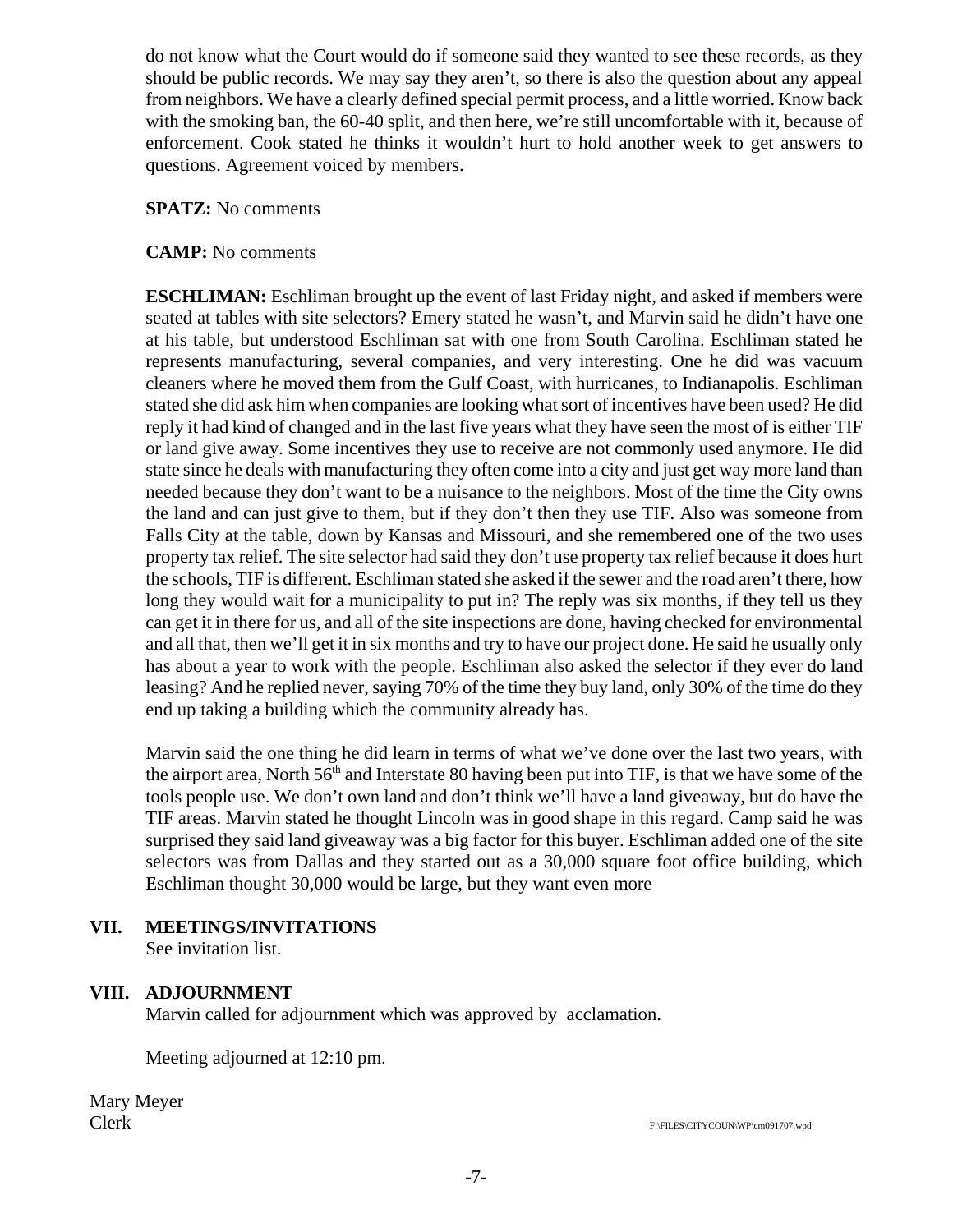do not know what the Court would do if someone said they wanted to see these records, as they should be public records. We may say they aren't, so there is also the question about any appeal from neighbors. We have a clearly defined special permit process, and a little worried. Know back with the smoking ban, the 60-40 split, and then here, we're still uncomfortable with it, because of enforcement. Cook stated he thinks it wouldn't hurt to hold another week to get answers to questions. Agreement voiced by members.

**SPATZ:** No comments

**CAMP:** No comments

**ESCHLIMAN:** Eschliman brought up the event of last Friday night, and asked if members were seated at tables with site selectors? Emery stated he wasn't, and Marvin said he didn't have one at his table, but understood Eschliman sat with one from South Carolina. Eschliman stated he represents manufacturing, several companies, and very interesting. One he did was vacuum cleaners where he moved them from the Gulf Coast, with hurricanes, to Indianapolis. Eschliman stated she did ask him when companies are looking what sort of incentives have been used? He did reply it had kind of changed and in the last five years what they have seen the most of is either TIF or land give away. Some incentives they use to receive are not commonly used anymore. He did state since he deals with manufacturing they often come into a city and just get way more land than needed because they don't want to be a nuisance to the neighbors. Most of the time the City owns the land and can just give to them, but if they don't then they use TIF. Also was someone from Falls City at the table, down by Kansas and Missouri, and she remembered one of the two uses property tax relief. The site selector had said they don't use property tax relief because it does hurt the schools, TIF is different. Eschliman stated she asked if the sewer and the road aren't there, how long they would wait for a municipality to put in? The reply was six months, if they tell us they can get it in there for us, and all of the site inspections are done, having checked for environmental and all that, then we'll get it in six months and try to have our project done. He said he usually only has about a year to work with the people. Eschliman also asked the selector if they ever do land leasing? And he replied never, saying 70% of the time they buy land, only 30% of the time do they end up taking a building which the community already has.

Marvin said the one thing he did learn in terms of what we've done over the last two years, with the airport area, North 56th and Interstate 80 having been put into TIF, is that we have some of the tools people use. We don't own land and don't think we'll have a land giveaway, but do have the TIF areas. Marvin stated he thought Lincoln was in good shape in this regard. Camp said he was surprised they said land giveaway was a big factor for this buyer. Eschliman added one of the site selectors was from Dallas and they started out as a 30,000 square foot office building, which Eschliman thought 30,000 would be large, but they want even more

## VII. MEETINGS/INVITATIONS

See invitation list.

## VIII. ADJOURNMENT

Marvin called for adjournment which was approved by acclamation.

Meeting adjourned at 12:10 pm.

Mary Meyer
Clerk

F:\FILES\CITYCOUN\WP\cm091707.wpd